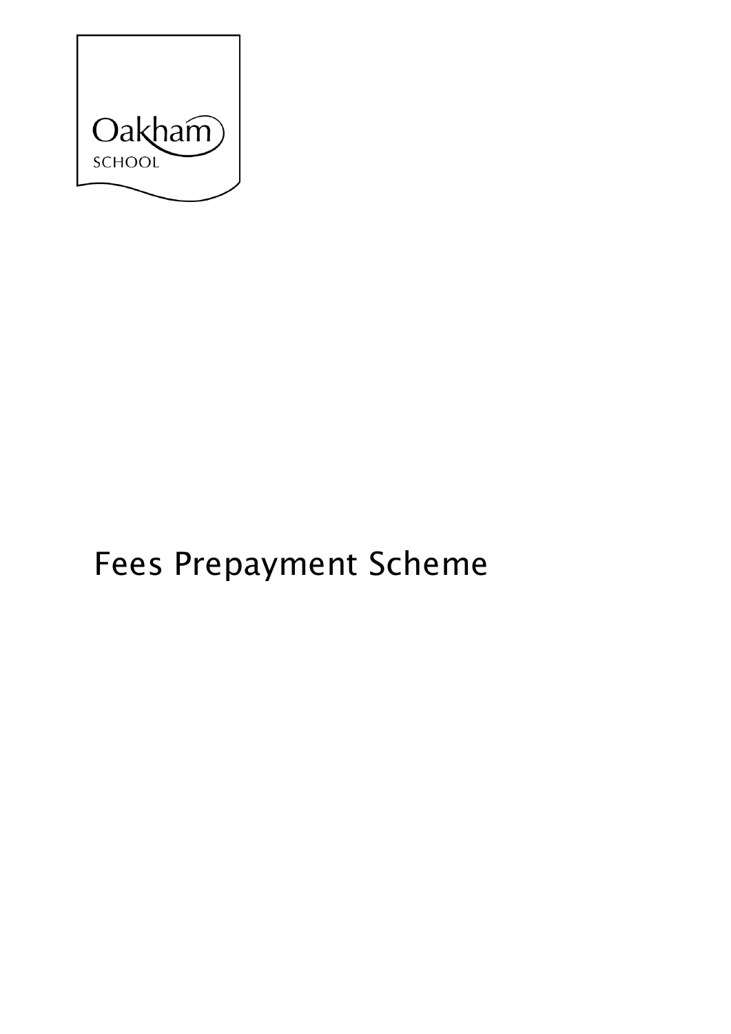Oakham
SCHOOL

# Fees Prepayment Scheme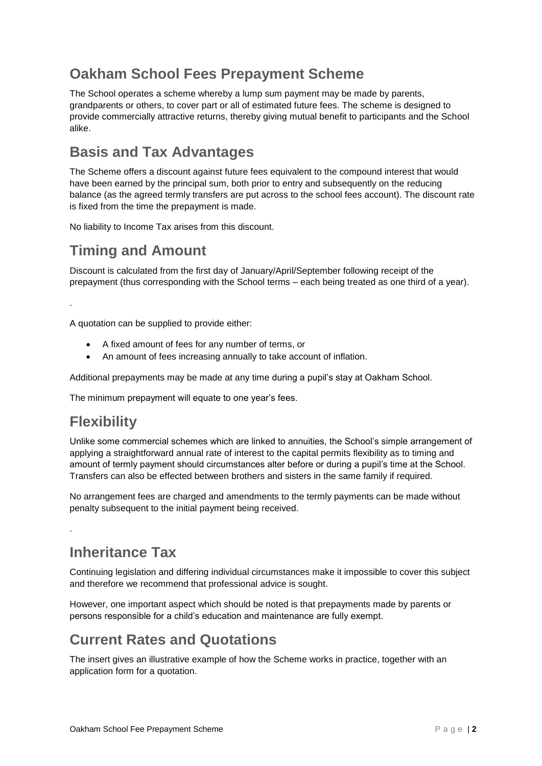## Oakham School Fees Prepayment Scheme

The School operates a scheme whereby a lump sum payment may be made by parents, grandparents or others, to cover part or all of estimated future fees. The scheme is designed to provide commercially attractive returns, thereby giving mutual benefit to participants and the School alike.

## Basis and Tax Advantages

The Scheme offers a discount against future fees equivalent to the compound interest that would have been earned by the principal sum, both prior to entry and subsequently on the reducing balance (as the agreed termly transfers are put across to the school fees account). The discount rate is fixed from the time the prepayment is made.

No liability to Income Tax arises from this discount.

## Timing and Amount

Discount is calculated from the first day of January/April/September following receipt of the prepayment (thus corresponding with the School terms – each being treated as one third of a year).

.

A quotation can be supplied to provide either:

- A fixed amount of fees for any number of terms, or
- An amount of fees increasing annually to take account of inflation.

Additional prepayments may be made at any time during a pupil's stay at Oakham School.

The minimum prepayment will equate to one year's fees.

## Flexibility

Unlike some commercial schemes which are linked to annuities, the School's simple arrangement of applying a straightforward annual rate of interest to the capital permits flexibility as to timing and amount of termly payment should circumstances alter before or during a pupil's time at the School. Transfers can also be effected between brothers and sisters in the same family if required.

No arrangement fees are charged and amendments to the termly payments can be made without penalty subsequent to the initial payment being received.

.

## Inheritance Tax

Continuing legislation and differing individual circumstances make it impossible to cover this subject and therefore we recommend that professional advice is sought.

However, one important aspect which should be noted is that prepayments made by parents or persons responsible for a child's education and maintenance are fully exempt.

## Current Rates and Quotations

The insert gives an illustrative example of how the Scheme works in practice, together with an application form for a quotation.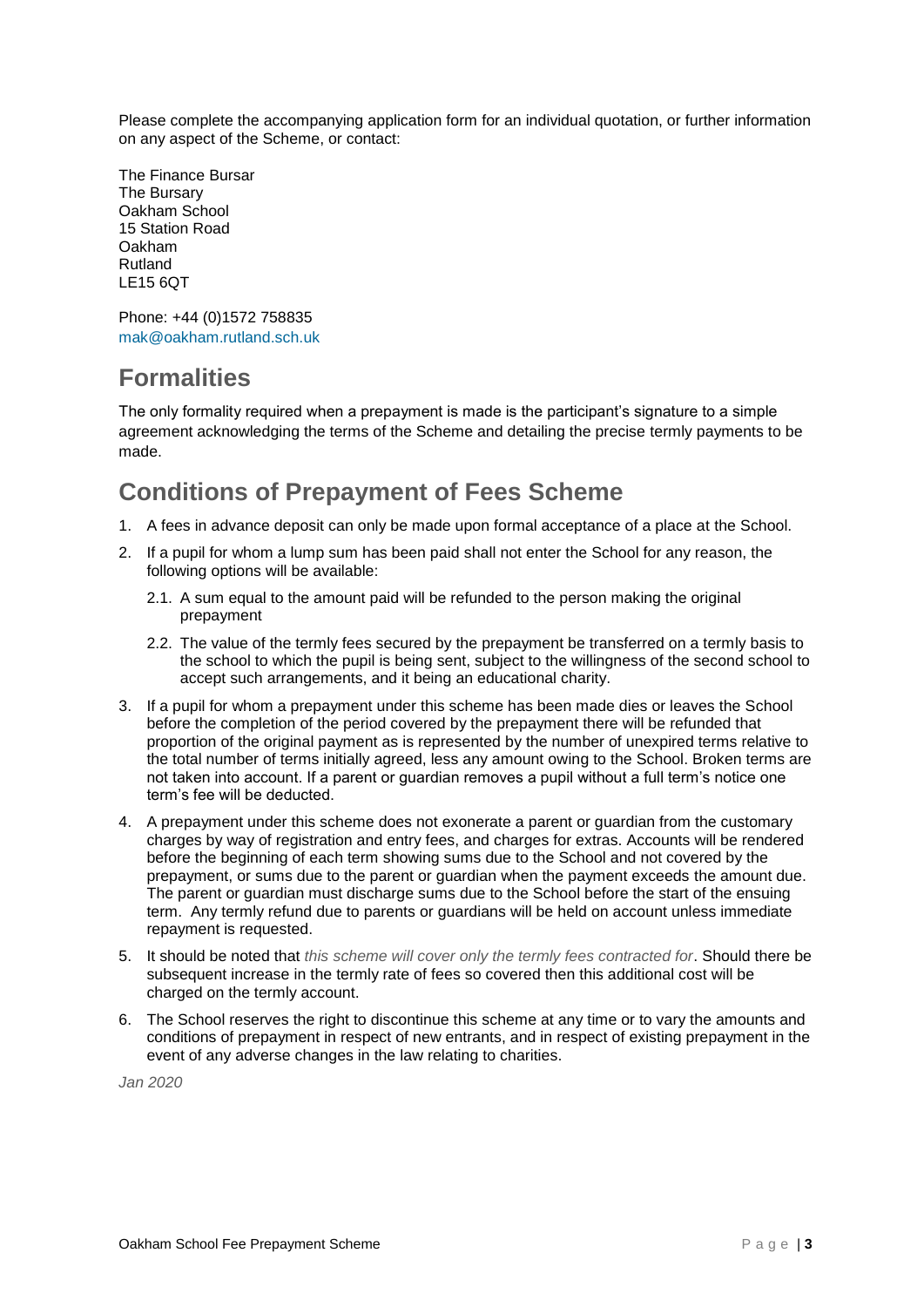Please complete the accompanying application form for an individual quotation, or further information on any aspect of the Scheme, or contact:

The Finance Bursar
The Bursary
Oakham School
15 Station Road
Oakham
Rutland
LE15 6QT

Phone: +44 (0)1572 758835
mak@oakham.rutland.sch.uk

## Formalities

The only formality required when a prepayment is made is the participant's signature to a simple agreement acknowledging the terms of the Scheme and detailing the precise termly payments to be made.

## Conditions of Prepayment of Fees Scheme

1. A fees in advance deposit can only be made upon formal acceptance of a place at the School.
2. If a pupil for whom a lump sum has been paid shall not enter the School for any reason, the following options will be available:
   2.1. A sum equal to the amount paid will be refunded to the person making the original prepayment
   2.2. The value of the termly fees secured by the prepayment be transferred on a termly basis to the school to which the pupil is being sent, subject to the willingness of the second school to accept such arrangements, and it being an educational charity.
3. If a pupil for whom a prepayment under this scheme has been made dies or leaves the School before the completion of the period covered by the prepayment there will be refunded that proportion of the original payment as is represented by the number of unexpired terms relative to the total number of terms initially agreed, less any amount owing to the School. Broken terms are not taken into account. If a parent or guardian removes a pupil without a full term's notice one term's fee will be deducted.
4. A prepayment under this scheme does not exonerate a parent or guardian from the customary charges by way of registration and entry fees, and charges for extras. Accounts will be rendered before the beginning of each term showing sums due to the School and not covered by the prepayment, or sums due to the parent or guardian when the payment exceeds the amount due. The parent or guardian must discharge sums due to the School before the start of the ensuing term. Any termly refund due to parents or guardians will be held on account unless immediate repayment is requested.
5. It should be noted that *this scheme will cover only the termly fees contracted for*. Should there be subsequent increase in the termly rate of fees so covered then this additional cost will be charged on the termly account.
6. The School reserves the right to discontinue this scheme at any time or to vary the amounts and conditions of prepayment in respect of new entrants, and in respect of existing prepayment in the event of any adverse changes in the law relating to charities.

*Jan 2020*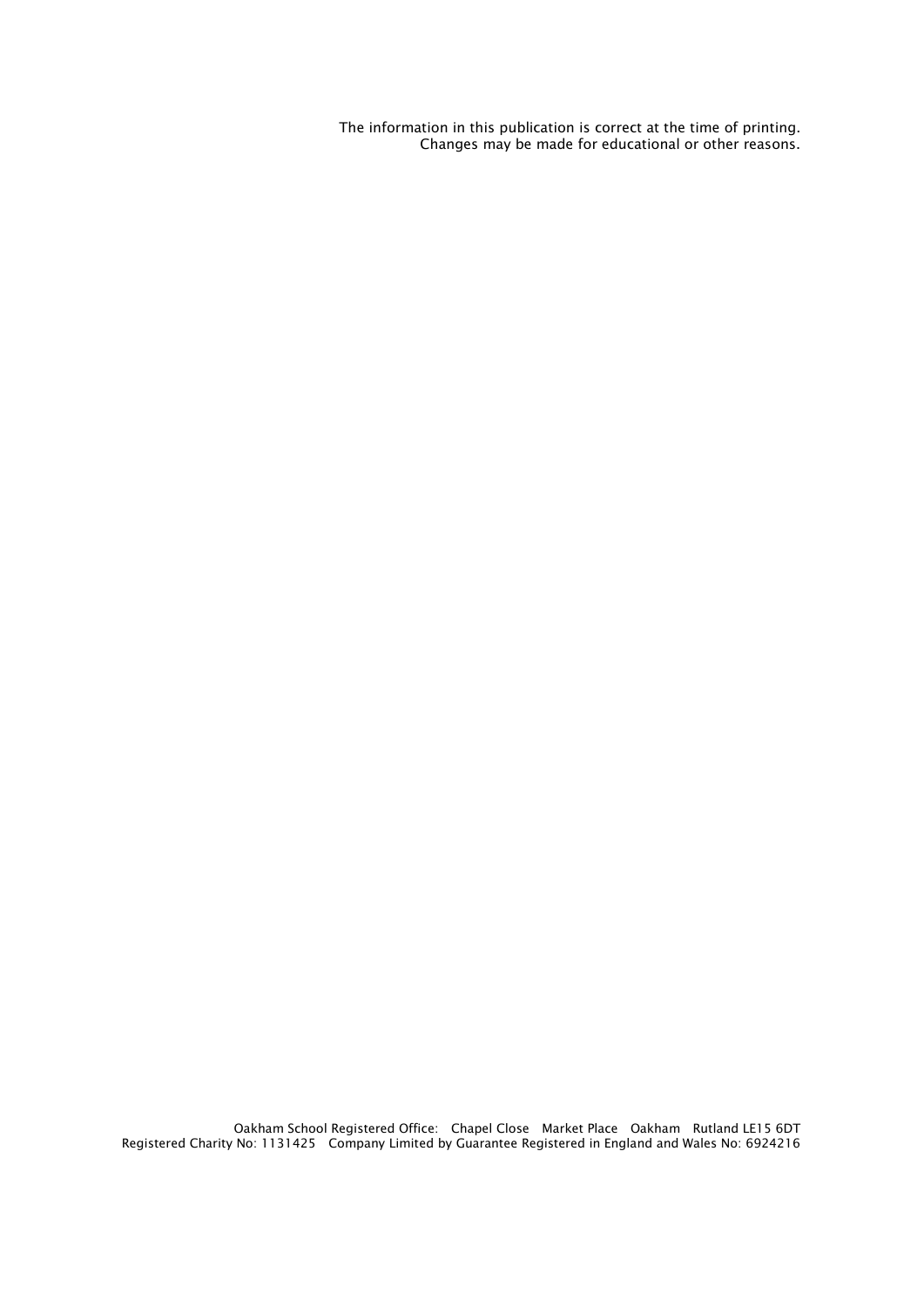The information in this publication is correct at the time of printing.
Changes may be made for educational or other reasons.

Oakham School Registered Office: Chapel Close Market Place Oakham Rutland LE15 6DT
Registered Charity No: 1131425 Company Limited by Guarantee Registered in England and Wales No: 6924216